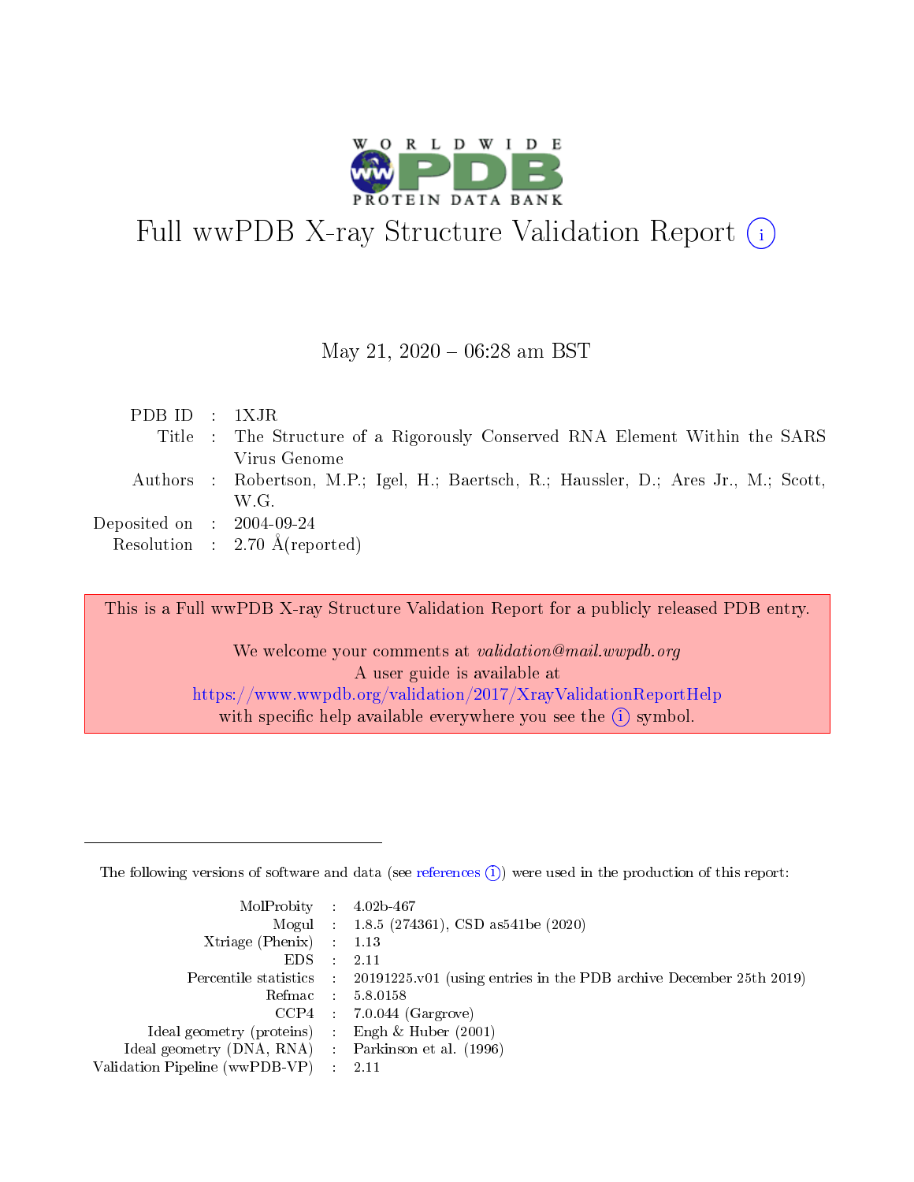# Full wwPDB X-ray Structure Validation Report (i)

May 21, 2020 – 06:28 am BST

| | | |
|---|---|---|
| PDB ID | : | 1XJR |
| Title | : | The Structure of a Rigorously Conserved RNA Element Within the SARS Virus Genome |
| Authors | : | Robertson, M.P.; Igel, H.; Baertsch, R.; Haussler, D.; Ares Jr., M.; Scott, W.G. |
| Deposited on | : | 2004-09-24 |
| Resolution | : | 2.70 Å(reported) |

This is a Full wwPDB X-ray Structure Validation Report for a publicly released PDB entry.

We welcome your comments at *validation@mail.wwpdb.org*
A user guide is available at
https://www.wwpdb.org/validation/2017/XrayValidationReportHelp
with specific help available everywhere you see the (i) symbol.

---

The following versions of software and data (see references (i)) were used in the production of this report:

| | | |
|---|---|---|
| MolProbity | : | 4.02b-467 |
| Mogul | : | 1.8.5 (274361), CSD as541be (2020) |
| Xtriage (Phenix) | : | 1.13 |
| EDS | : | 2.11 |
| Percentile statistics | : | 20191225.v01 (using entries in the PDB archive December 25th 2019) |
| Refmac | : | 5.8.0158 |
| CCP4 | : | 7.0.044 (Gargrove) |
| Ideal geometry (proteins) | : | Engh & Huber (2001) |
| Ideal geometry (DNA, RNA) | : | Parkinson et al. (1996) |
| Validation Pipeline (wwPDB-VP) | : | 2.11 |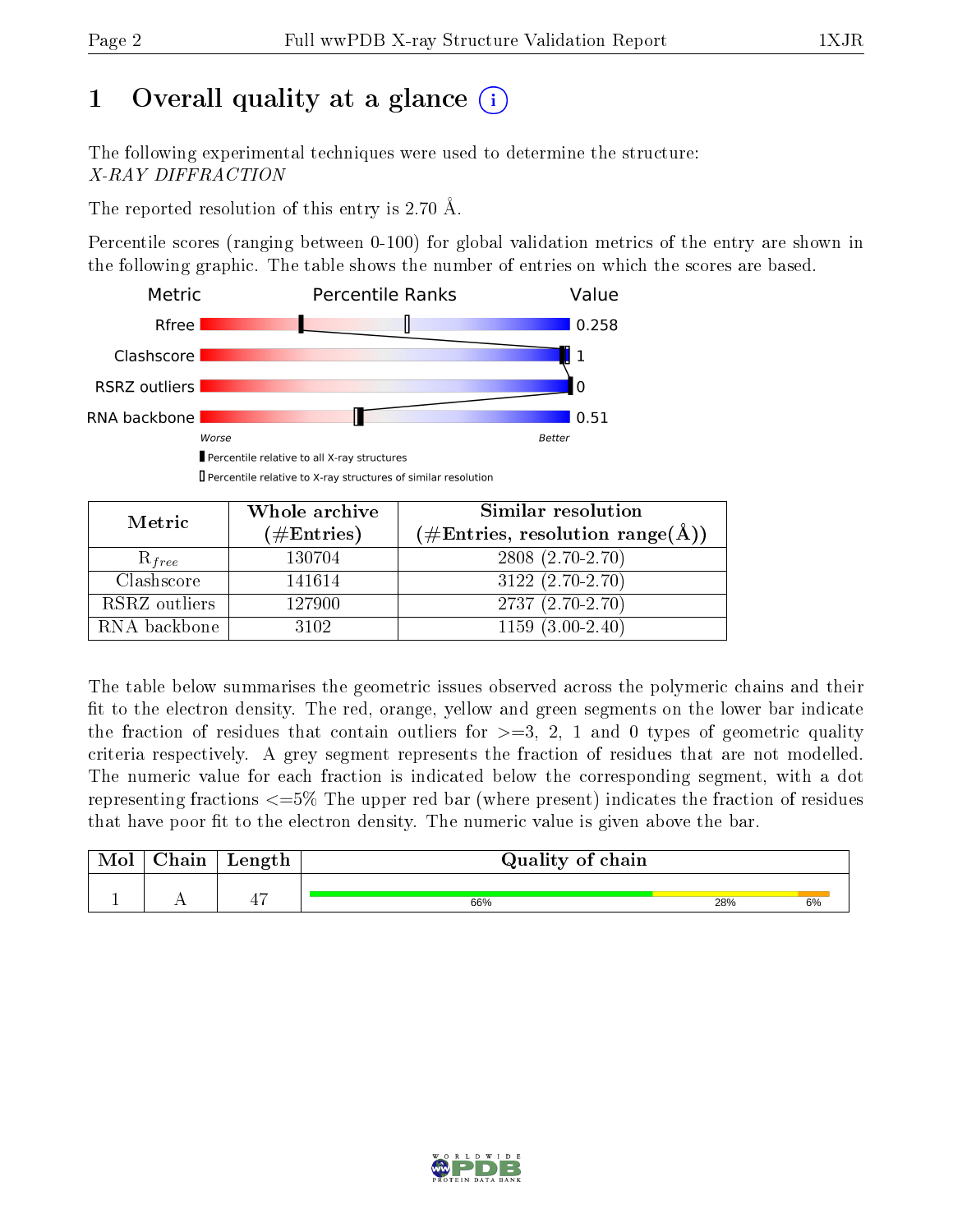# 1 Overall quality at a glance (i)

The following experimental techniques were used to determine the structure:
*X-RAY DIFFRACTION*

The reported resolution of this entry is 2.70 Å.

Percentile scores (ranging between 0-100) for global validation metrics of the entry are shown in the following graphic. The table shows the number of entries on which the scores are based.

| Metric | Value |
|---|---|
| Rfree | 0.258 |
| Clashscore | 1 |
| RSRZ outliers | 0 |
| RNA backbone | 0.51 |

Worse — Better

▮ Percentile relative to all X-ray structures

▯ Percentile relative to X-ray structures of similar resolution

| Metric | Whole archive (#Entries) | Similar resolution (#Entries, resolution range(Å)) |
|---|---|---|
| $R_{free}$ | 130704 | 2808 (2.70-2.70) |
| Clashscore | 141614 | 3122 (2.70-2.70) |
| RSRZ outliers | 127900 | 2737 (2.70-2.70) |
| RNA backbone | 3102 | 1159 (3.00-2.40) |

The table below summarises the geometric issues observed across the polymeric chains and their fit to the electron density. The red, orange, yellow and green segments on the lower bar indicate the fraction of residues that contain outliers for >=3, 2, 1 and 0 types of geometric quality criteria respectively. A grey segment represents the fraction of residues that are not modelled. The numeric value for each fraction is indicated below the corresponding segment, with a dot representing fractions <=5% The upper red bar (where present) indicates the fraction of residues that have poor fit to the electron density. The numeric value is given above the bar.

| Mol | Chain | Length | Quality of chain |
|---|---|---|---|
| 1 | A | 47 | 66% 28% 6% |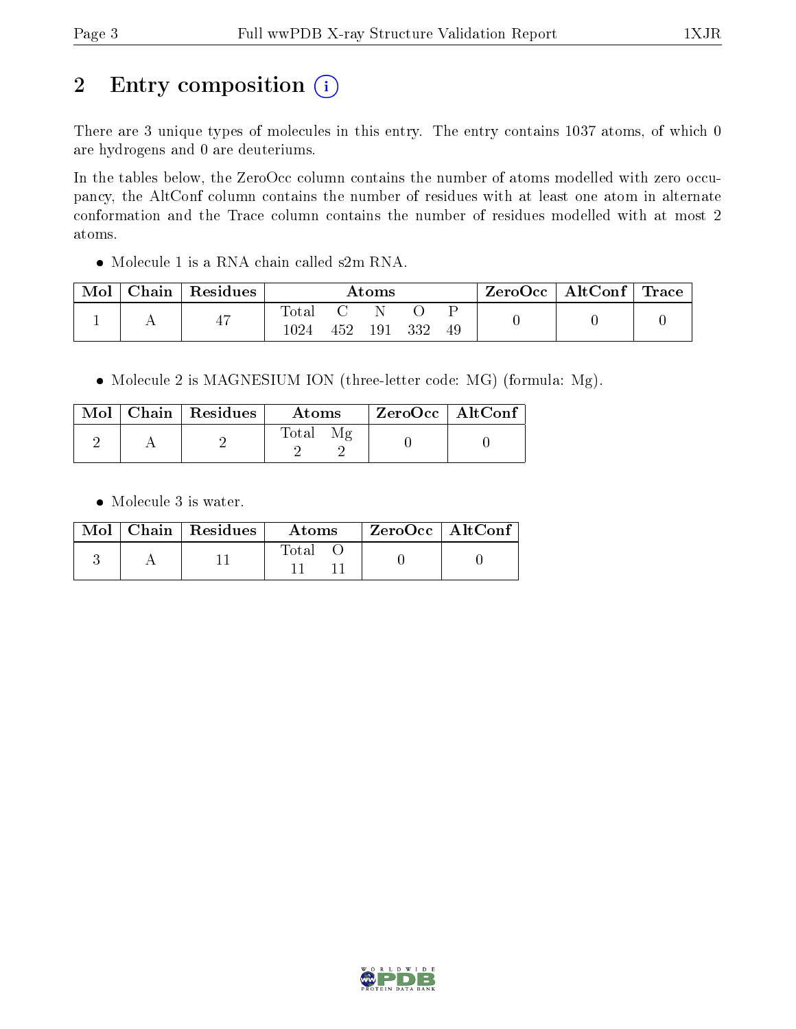# 2 Entry composition (i)

There are 3 unique types of molecules in this entry. The entry contains 1037 atoms, of which 0 are hydrogens and 0 are deuteriums.

In the tables below, the ZeroOcc column contains the number of atoms modelled with zero occupancy, the AltConf column contains the number of residues with at least one atom in alternate conformation and the Trace column contains the number of residues modelled with at most 2 atoms.

- Molecule 1 is a RNA chain called s2m RNA.

| Mol | Chain | Residues | Atoms | | | | | ZeroOcc | AltConf | Trace |
|---|---|---|---|---|---|---|---|---|---|---|
| | | | Total | C | N | O | P | | | |
| 1 | A | 47 | 1024 | 452 | 191 | 332 | 49 | 0 | 0 | 0 |

- Molecule 2 is MAGNESIUM ION (three-letter code: MG) (formula: Mg).

| Mol | Chain | Residues | Atoms | | ZeroOcc | AltConf |
|---|---|---|---|---|---|---|
| | | | Total | Mg | | |
| 2 | A | 2 | 2 | 2 | 0 | 0 |

- Molecule 3 is water.

| Mol | Chain | Residues | Atoms | | ZeroOcc | AltConf |
|---|---|---|---|---|---|---|
| | | | Total | O | | |
| 3 | A | 11 | 11 | 11 | 0 | 0 |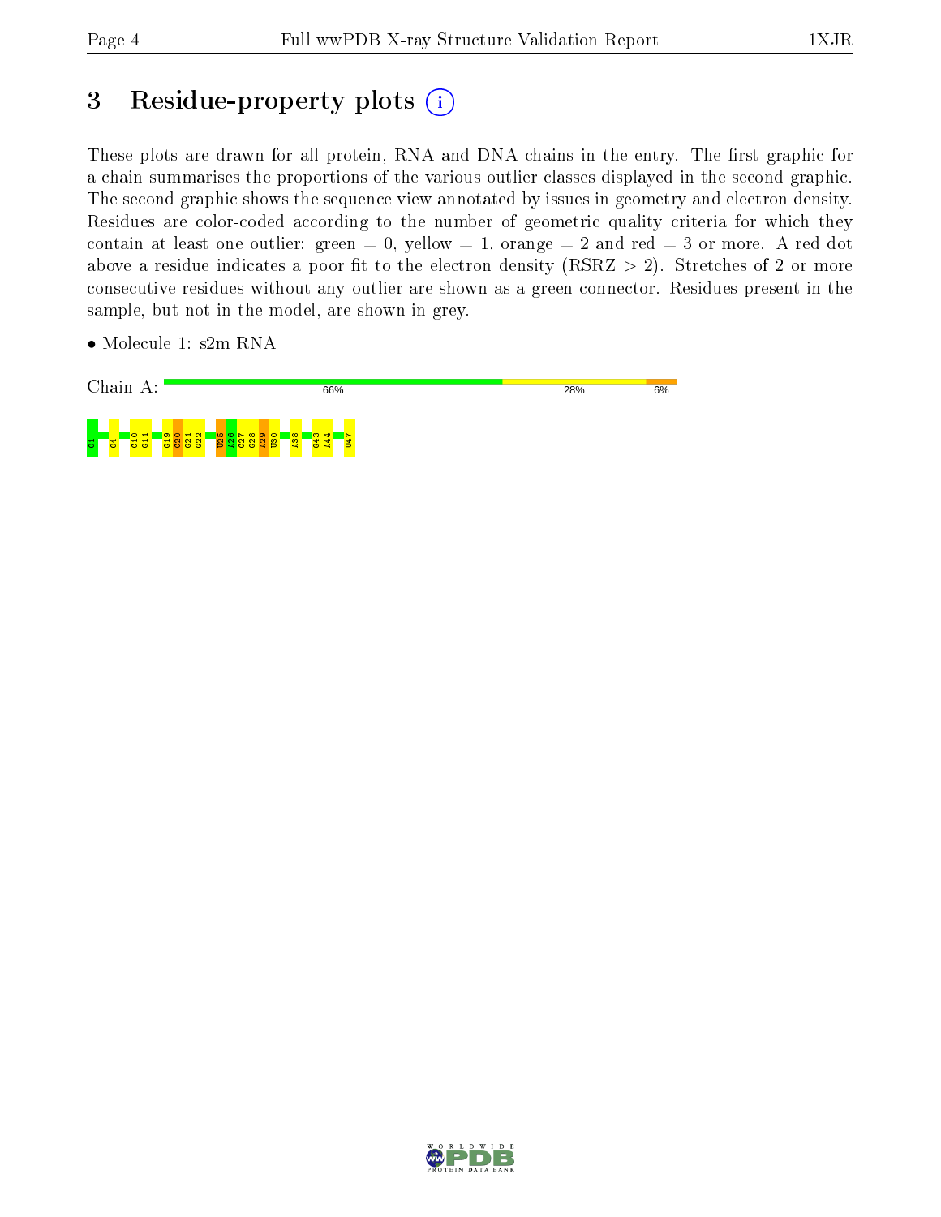# 3 Residue-property plots

These plots are drawn for all protein, RNA and DNA chains in the entry. The first graphic for a chain summarises the proportions of the various outlier classes displayed in the second graphic. The second graphic shows the sequence view annotated by issues in geometry and electron density. Residues are color-coded according to the number of geometric quality criteria for which they contain at least one outlier: green = 0, yellow = 1, orange = 2 and red = 3 or more. A red dot above a residue indicates a poor fit to the electron density (RSRZ > 2). Stretches of 2 or more consecutive residues without any outlier are shown as a green connector. Residues present in the sample, but not in the model, are shown in grey.

- Molecule 1: s2m RNA

Chain A: 66% 28% 6%

G1 G4 C10 G11 G19 C20 G21 G22 U25 A26 C27 G28 A29 U30 A38 G43 A44 U47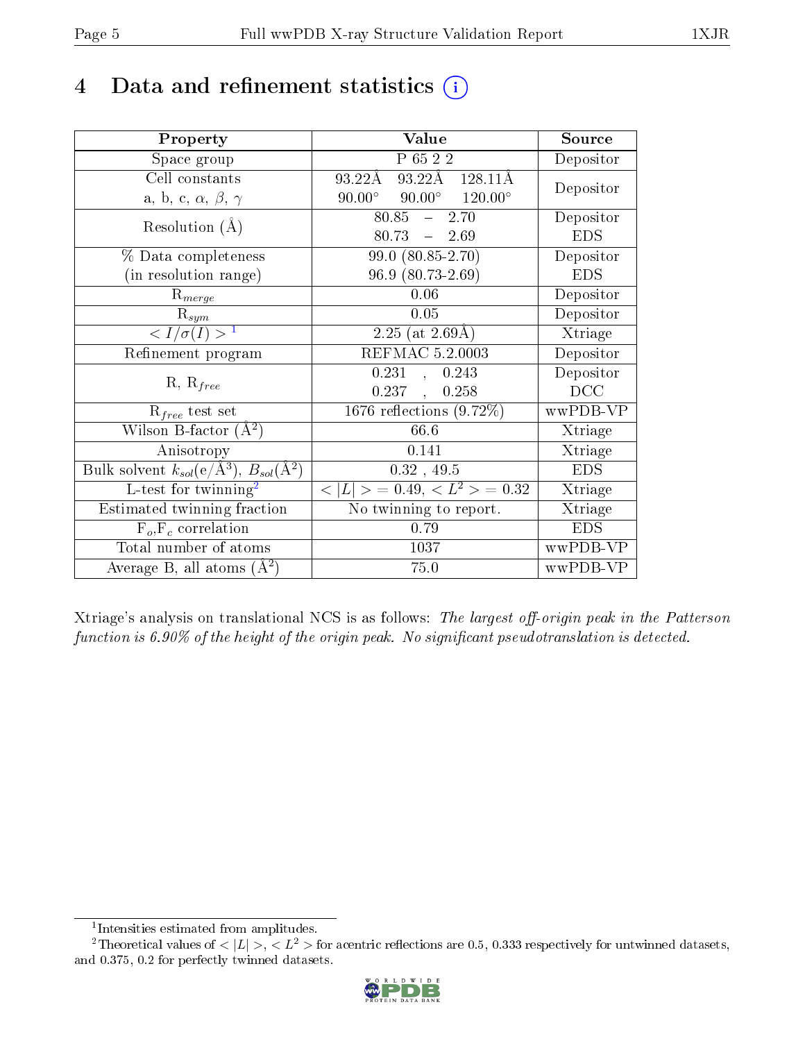# 4 Data and refinement statistics (i)

| Property | Value | Source |
|---|---|---|
| Space group | P 65 2 2 | Depositor |
| Cell constants<br>a, b, c, $\alpha$, $\beta$, $\gamma$ | 93.22Å 93.22Å 128.11Å<br>90.00° 90.00° 120.00° | Depositor |
| Resolution (Å) | 80.85 – 2.70<br>80.73 – 2.69 | Depositor<br>EDS |
| % Data completeness<br>(in resolution range) | 99.0 (80.85-2.70)<br>96.9 (80.73-2.69) | Depositor<br>EDS |
| $R_{merge}$ | 0.06 | Depositor |
| $R_{sym}$ | 0.05 | Depositor |
| $< I/\sigma(I) >$ [1] | 2.25 (at 2.69Å) | Xtriage |
| Refinement program | REFMAC 5.2.0003 | Depositor |
| R, $R_{free}$ | 0.231 , 0.243<br>0.237 , 0.258 | Depositor<br>DCC |
| $R_{free}$ test set | 1676 reflections (9.72%) | wwPDB-VP |
| Wilson B-factor (Å$^2$) | 66.6 | Xtriage |
| Anisotropy | 0.141 | Xtriage |
| Bulk solvent $k_{sol}$(e/Å$^3$), $B_{sol}$(Å$^2$) | 0.32 , 49.5 | EDS |
| L-test for twinning[2] | $< \|L\| >$ = 0.49, $< L^2 >$ = 0.32 | Xtriage |
| Estimated twinning fraction | No twinning to report. | Xtriage |
| $F_o$,$F_c$ correlation | 0.79 | EDS |
| Total number of atoms | 1037 | wwPDB-VP |
| Average B, all atoms (Å$^2$) | 75.0 | wwPDB-VP |

Xtriage's analysis on translational NCS is as follows: *The largest off-origin peak in the Patterson function is 6.90% of the height of the origin peak. No significant pseudotranslation is detected.*

[1] Intensities estimated from amplitudes.

[2] Theoretical values of $< |L| >$, $< L^2 >$ for acentric reflections are 0.5, 0.333 respectively for untwinned datasets, and 0.375, 0.2 for perfectly twinned datasets.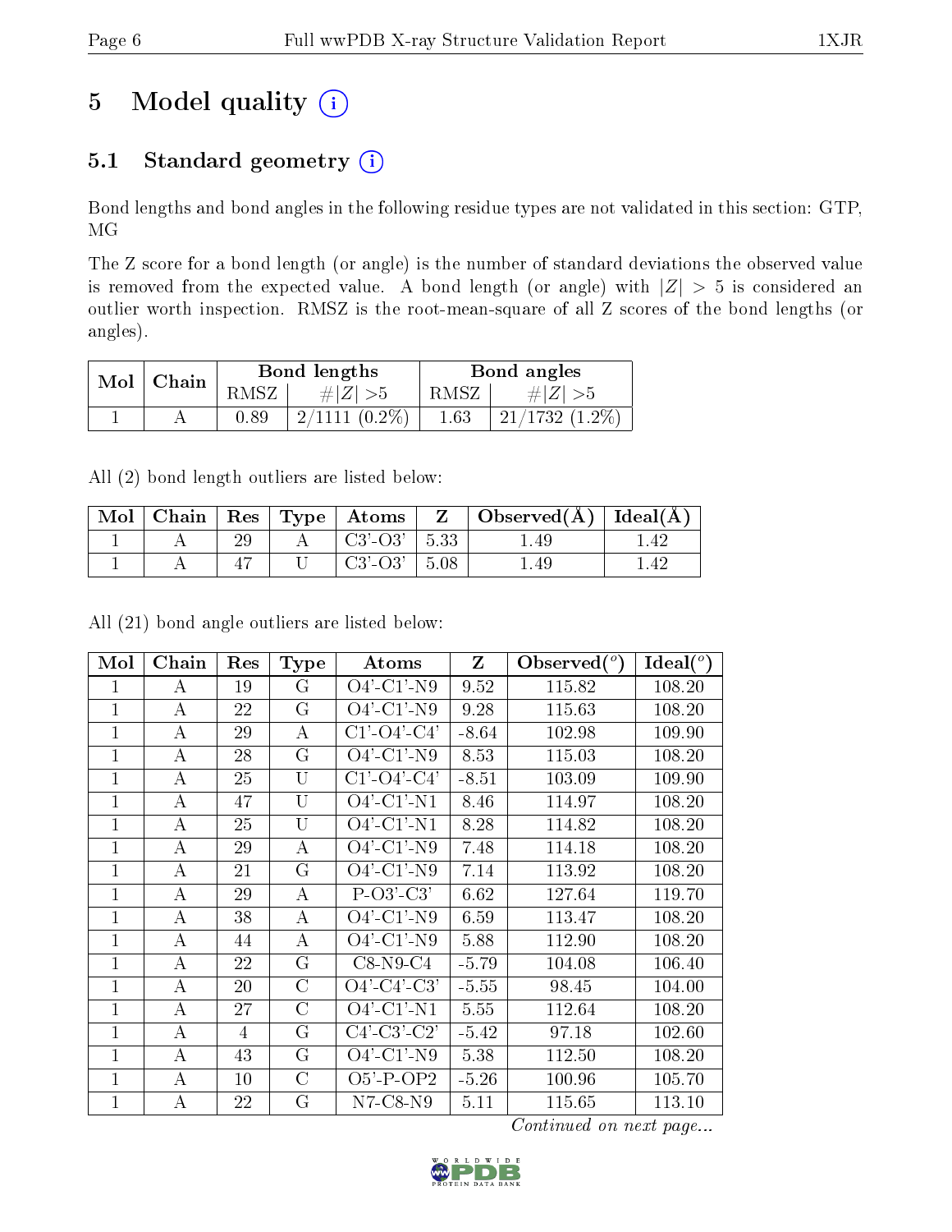# 5 Model quality (i)

## 5.1 Standard geometry (i)

Bond lengths and bond angles in the following residue types are not validated in this section: GTP, MG

The Z score for a bond length (or angle) is the number of standard deviations the observed value is removed from the expected value. A bond length (or angle) with $|Z| > 5$ is considered an outlier worth inspection. RMSZ is the root-mean-square of all Z scores of the bond lengths (or angles).

| Mol | Chain | Bond lengths | | Bond angles | |
|---|---|---|---|---|---|
| | | RMSZ | #\|Z\| >5 | RMSZ | #\|Z\| >5 |
| 1 | A | 0.89 | 2/1111 (0.2%) | 1.63 | 21/1732 (1.2%) |

All (2) bond length outliers are listed below:

| Mol | Chain | Res | Type | Atoms | Z | Observed(Å) | Ideal(Å) |
|---|---|---|---|---|---|---|---|
| 1 | A | 29 | A | C3'-O3' | 5.33 | 1.49 | 1.42 |
| 1 | A | 47 | U | C3'-O3' | 5.08 | 1.49 | 1.42 |

All (21) bond angle outliers are listed below:

| Mol | Chain | Res | Type | Atoms | Z | Observed(°) | Ideal(°) |
|---|---|---|---|---|---|---|---|
| 1 | A | 19 | G | O4'-C1'-N9 | 9.52 | 115.82 | 108.20 |
| 1 | A | 22 | G | O4'-C1'-N9 | 9.28 | 115.63 | 108.20 |
| 1 | A | 29 | A | C1'-O4'-C4' | -8.64 | 102.98 | 109.90 |
| 1 | A | 28 | G | O4'-C1'-N9 | 8.53 | 115.03 | 108.20 |
| 1 | A | 25 | U | C1'-O4'-C4' | -8.51 | 103.09 | 109.90 |
| 1 | A | 47 | U | O4'-C1'-N1 | 8.46 | 114.97 | 108.20 |
| 1 | A | 25 | U | O4'-C1'-N1 | 8.28 | 114.82 | 108.20 |
| 1 | A | 29 | A | O4'-C1'-N9 | 7.48 | 114.18 | 108.20 |
| 1 | A | 21 | G | O4'-C1'-N9 | 7.14 | 113.92 | 108.20 |
| 1 | A | 29 | A | P-O3'-C3' | 6.62 | 127.64 | 119.70 |
| 1 | A | 38 | A | O4'-C1'-N9 | 6.59 | 113.47 | 108.20 |
| 1 | A | 44 | A | O4'-C1'-N9 | 5.88 | 112.90 | 108.20 |
| 1 | A | 22 | G | C8-N9-C4 | -5.79 | 104.08 | 106.40 |
| 1 | A | 20 | C | O4'-C4'-C3' | -5.55 | 98.45 | 104.00 |
| 1 | A | 27 | C | O4'-C1'-N1 | 5.55 | 112.64 | 108.20 |
| 1 | A | 4 | G | C4'-C3'-C2' | -5.42 | 97.18 | 102.60 |
| 1 | A | 43 | G | O4'-C1'-N9 | 5.38 | 112.50 | 108.20 |
| 1 | A | 10 | C | O5'-P-OP2 | -5.26 | 100.96 | 105.70 |
| 1 | A | 22 | G | N7-C8-N9 | 5.11 | 115.65 | 113.10 |

*Continued on next page...*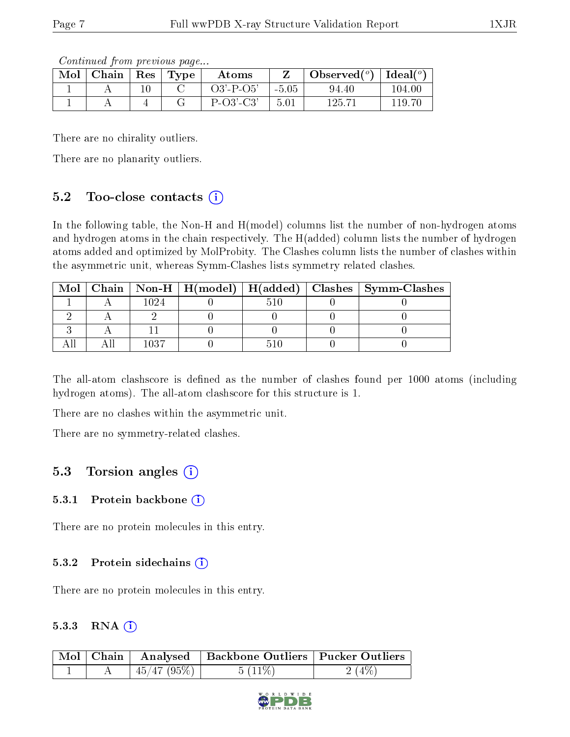*Continued from previous page...*

| Mol | Chain | Res | Type | Atoms | Z | Observed(°) | Ideal(°) |
|---|---|---|---|---|---|---|---|
| 1 | A | 10 | C | O3'-P-O5' | -5.05 | 94.40 | 104.00 |
| 1 | A | 4 | G | P-O3'-C3' | 5.01 | 125.71 | 119.70 |

There are no chirality outliers.

There are no planarity outliers.

## 5.2 Too-close contacts

In the following table, the Non-H and H(model) columns list the number of non-hydrogen atoms and hydrogen atoms in the chain respectively. The H(added) column lists the number of hydrogen atoms added and optimized by MolProbity. The Clashes column lists the number of clashes within the asymmetric unit, whereas Symm-Clashes lists symmetry related clashes.

| Mol | Chain | Non-H | H(model) | H(added) | Clashes | Symm-Clashes |
|---|---|---|---|---|---|---|
| 1 | A | 1024 | 0 | 510 | 0 | 0 |
| 2 | A | 2 | 0 | 0 | 0 | 0 |
| 3 | A | 11 | 0 | 0 | 0 | 0 |
| All | All | 1037 | 0 | 510 | 0 | 0 |

The all-atom clashscore is defined as the number of clashes found per 1000 atoms (including hydrogen atoms). The all-atom clashscore for this structure is 1.

There are no clashes within the asymmetric unit.

There are no symmetry-related clashes.

## 5.3 Torsion angles

### 5.3.1 Protein backbone

There are no protein molecules in this entry.

### 5.3.2 Protein sidechains

There are no protein molecules in this entry.

### 5.3.3 RNA

| Mol | Chain | Analysed | Backbone Outliers | Pucker Outliers |
|---|---|---|---|---|
| 1 | A | 45/47 (95%) | 5 (11%) | 2 (4%) |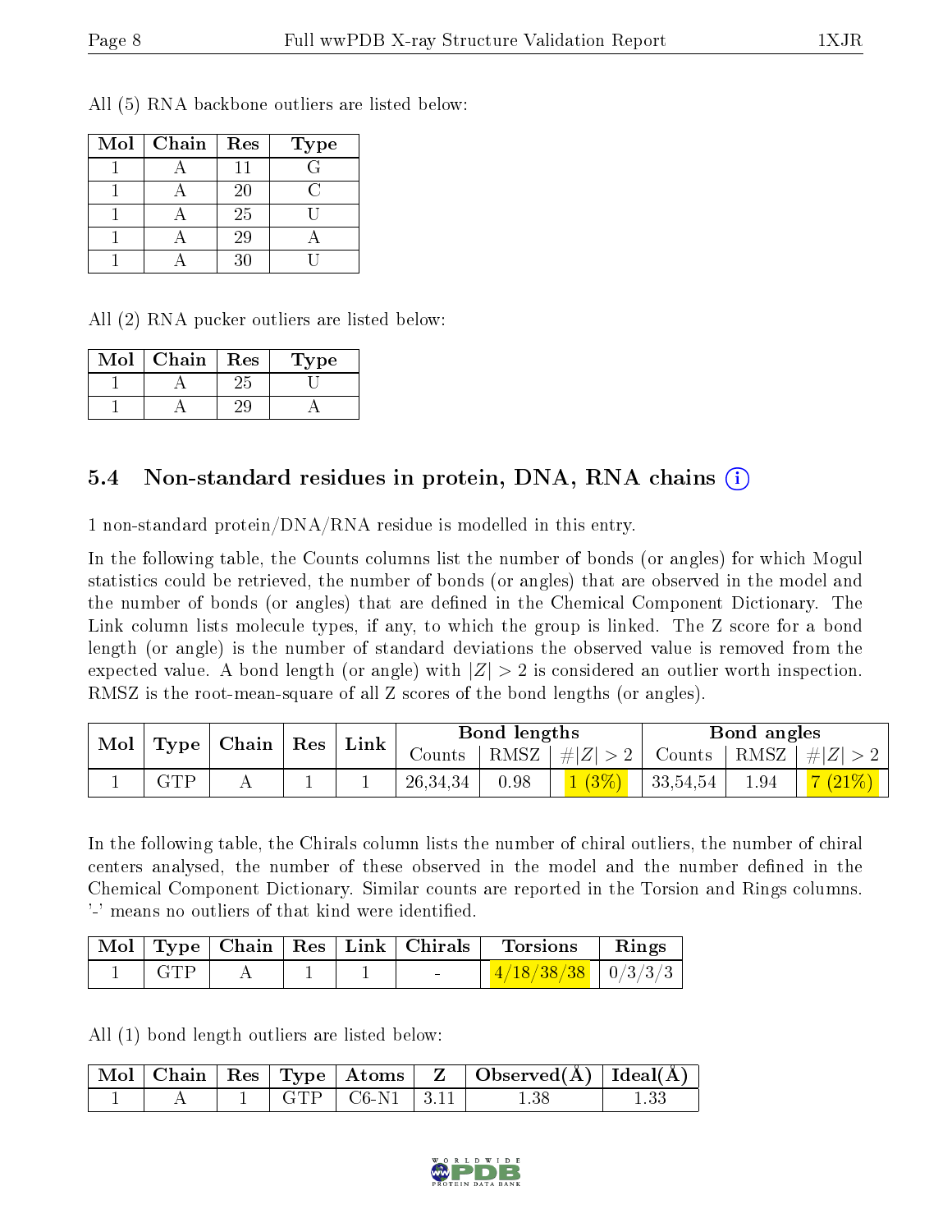All (5) RNA backbone outliers are listed below:

| Mol | Chain | Res | Type |
|---|---|---|---|
| 1 | A | 11 | G |
| 1 | A | 20 | C |
| 1 | A | 25 | U |
| 1 | A | 29 | A |
| 1 | A | 30 | U |

All (2) RNA pucker outliers are listed below:

| Mol | Chain | Res | Type |
|---|---|---|---|
| 1 | A | 25 | U |
| 1 | A | 29 | A |

## 5.4 Non-standard residues in protein, DNA, RNA chains

1 non-standard protein/DNA/RNA residue is modelled in this entry.

In the following table, the Counts columns list the number of bonds (or angles) for which Mogul statistics could be retrieved, the number of bonds (or angles) that are observed in the model and the number of bonds (or angles) that are defined in the Chemical Component Dictionary. The Link column lists molecule types, if any, to which the group is linked. The Z score for a bond length (or angle) is the number of standard deviations the observed value is removed from the expected value. A bond length (or angle) with $|Z| > 2$ is considered an outlier worth inspection. RMSZ is the root-mean-square of all Z scores of the bond lengths (or angles).

| Mol | Type | Chain | Res | Link | Bond lengths | | | Bond angles | | |
|---|---|---|---|---|---|---|---|---|---|---|
| | | | | | Counts | RMSZ | #\|Z\| > 2 | Counts | RMSZ | #\|Z\| > 2 |
| 1 | GTP | A | 1 | 1 | 26,34,34 | 0.98 | 1 (3%) | 33,54,54 | 1.94 | 7 (21%) |

In the following table, the Chirals column lists the number of chiral outliers, the number of chiral centers analysed, the number of these observed in the model and the number defined in the Chemical Component Dictionary. Similar counts are reported in the Torsion and Rings columns. '-' means no outliers of that kind were identified.

| Mol | Type | Chain | Res | Link | Chirals | Torsions | Rings |
|---|---|---|---|---|---|---|---|
| 1 | GTP | A | 1 | 1 | - | 4/18/38/38 | 0/3/3/3 |

All (1) bond length outliers are listed below:

| Mol | Chain | Res | Type | Atoms | Z | Observed(Å) | Ideal(Å) |
|---|---|---|---|---|---|---|---|
| 1 | A | 1 | GTP | C6-N1 | 3.11 | 1.38 | 1.33 |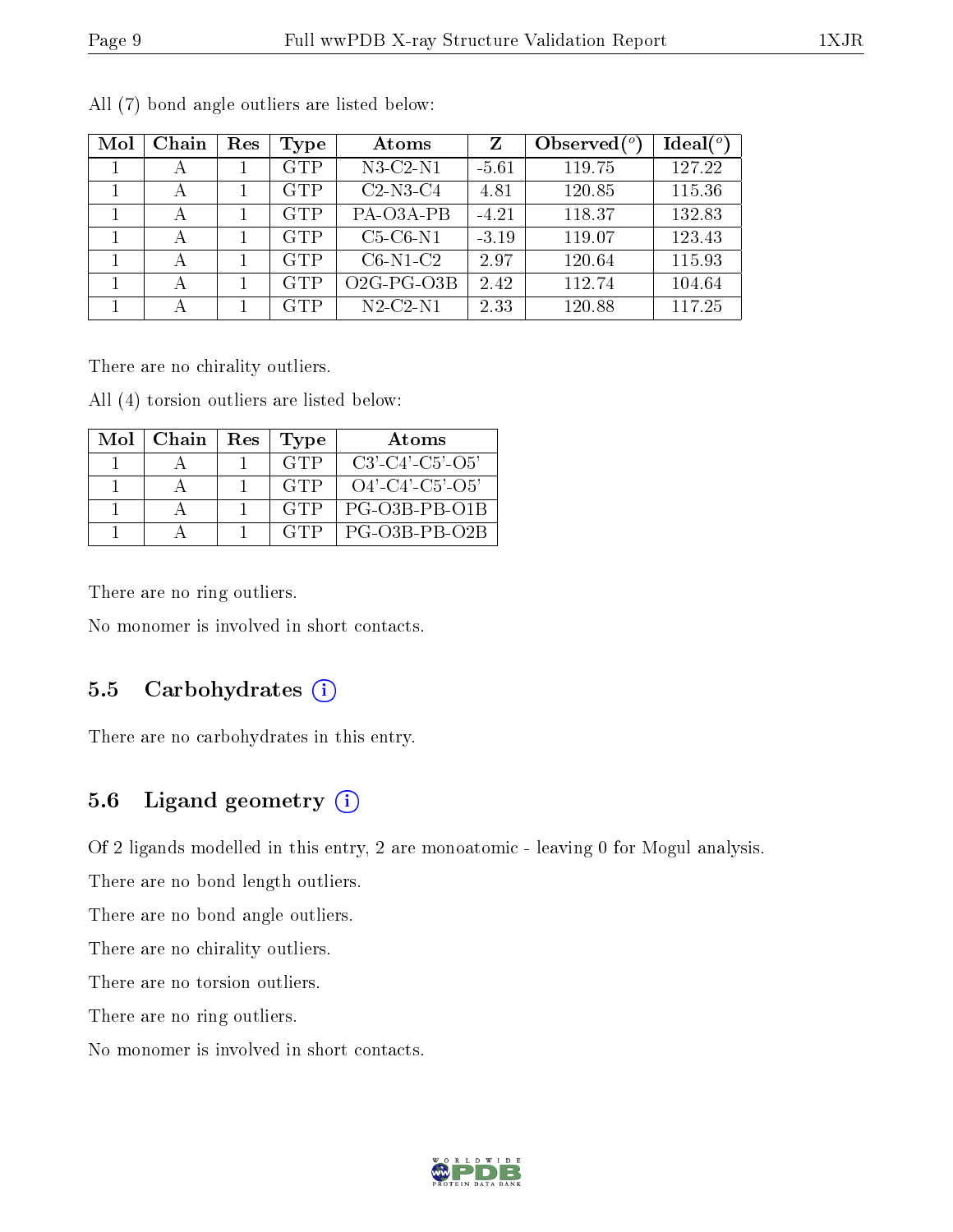All (7) bond angle outliers are listed below:

| Mol | Chain | Res | Type | Atoms | Z | Observed(°) | Ideal(°) |
|---|---|---|---|---|---|---|---|
| 1 | A | 1 | GTP | N3-C2-N1 | -5.61 | 119.75 | 127.22 |
| 1 | A | 1 | GTP | C2-N3-C4 | 4.81 | 120.85 | 115.36 |
| 1 | A | 1 | GTP | PA-O3A-PB | -4.21 | 118.37 | 132.83 |
| 1 | A | 1 | GTP | C5-C6-N1 | -3.19 | 119.07 | 123.43 |
| 1 | A | 1 | GTP | C6-N1-C2 | 2.97 | 120.64 | 115.93 |
| 1 | A | 1 | GTP | O2G-PG-O3B | 2.42 | 112.74 | 104.64 |
| 1 | A | 1 | GTP | N2-C2-N1 | 2.33 | 120.88 | 117.25 |

There are no chirality outliers.

All (4) torsion outliers are listed below:

| Mol | Chain | Res | Type | Atoms |
|---|---|---|---|---|
| 1 | A | 1 | GTP | C3'-C4'-C5'-O5' |
| 1 | A | 1 | GTP | O4'-C4'-C5'-O5' |
| 1 | A | 1 | GTP | PG-O3B-PB-O1B |
| 1 | A | 1 | GTP | PG-O3B-PB-O2B |

There are no ring outliers.

No monomer is involved in short contacts.

## 5.5 Carbohydrates

There are no carbohydrates in this entry.

## 5.6 Ligand geometry

Of 2 ligands modelled in this entry, 2 are monoatomic - leaving 0 for Mogul analysis.

There are no bond length outliers.

There are no bond angle outliers.

There are no chirality outliers.

There are no torsion outliers.

There are no ring outliers.

No monomer is involved in short contacts.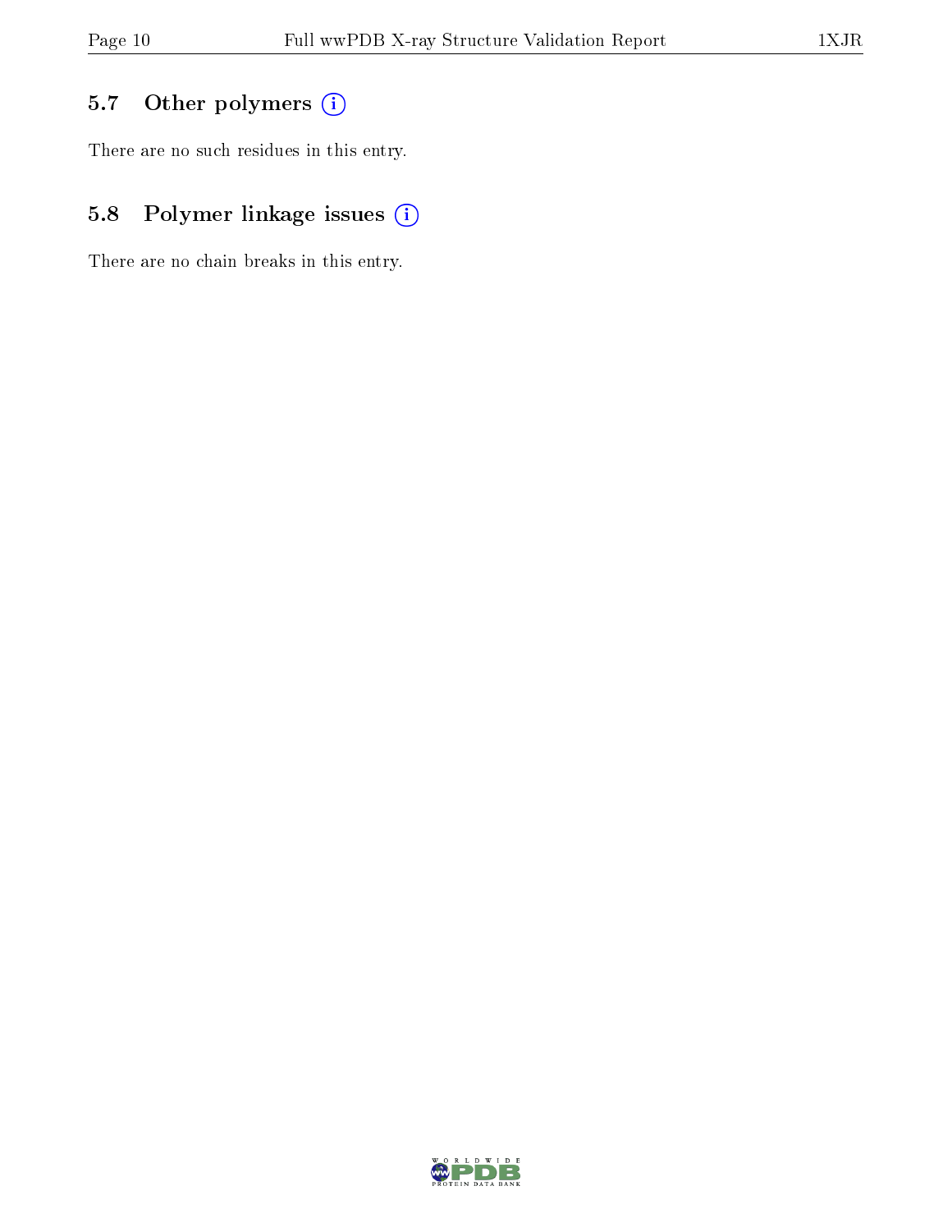### 5.7 Other polymers

There are no such residues in this entry.

### 5.8 Polymer linkage issues

There are no chain breaks in this entry.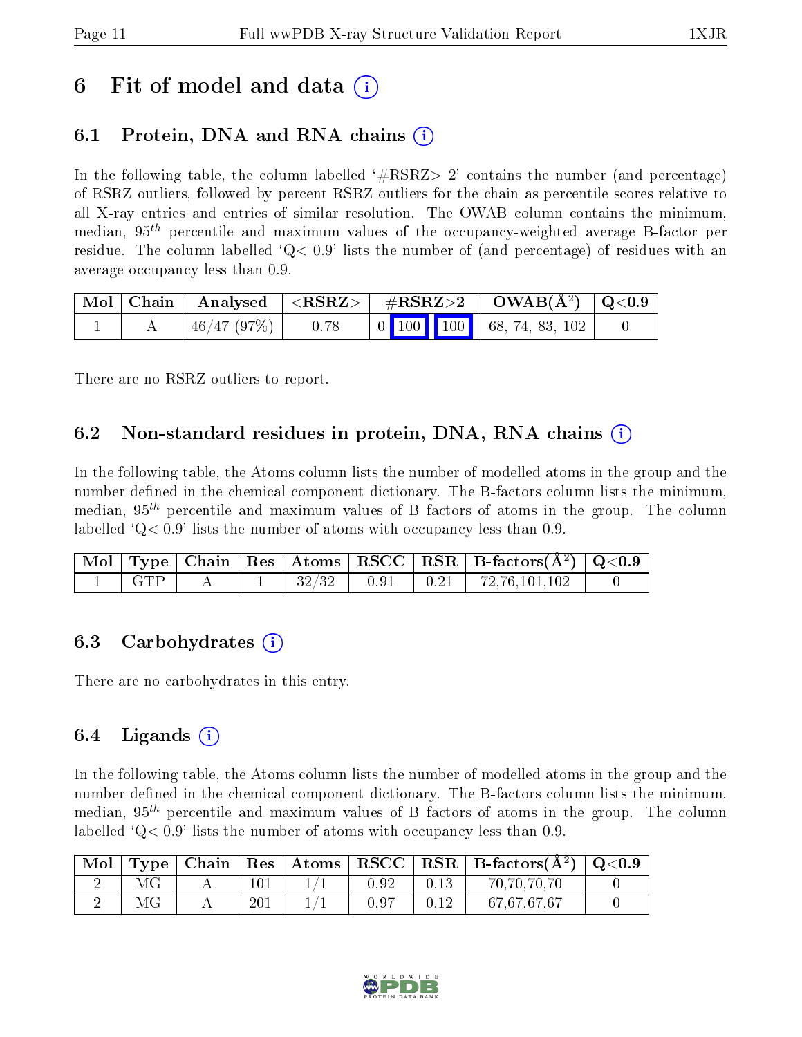# 6 Fit of model and data (i)

## 6.1 Protein, DNA and RNA chains (i)

In the following table, the column labelled '#RSRZ> 2' contains the number (and percentage) of RSRZ outliers, followed by percent RSRZ outliers for the chain as percentile scores relative to all X-ray entries and entries of similar resolution. The OWAB column contains the minimum, median, $95^{th}$ percentile and maximum values of the occupancy-weighted average B-factor per residue. The column labelled 'Q< 0.9' lists the number of (and percentage) of residues with an average occupancy less than 0.9.

| Mol | Chain | Analysed | <RSRZ> | #RSRZ>2 | OWAB(Å$^2$) | Q<0.9 |
|---|---|---|---|---|---|---|
| 1 | A | 46/47 (97%) | 0.78 | 0 100 100 | 68, 74, 83, 102 | 0 |

There are no RSRZ outliers to report.

## 6.2 Non-standard residues in protein, DNA, RNA chains (i)

In the following table, the Atoms column lists the number of modelled atoms in the group and the number defined in the chemical component dictionary. The B-factors column lists the minimum, median, $95^{th}$ percentile and maximum values of B factors of atoms in the group. The column labelled 'Q< 0.9' lists the number of atoms with occupancy less than 0.9.

| Mol | Type | Chain | Res | Atoms | RSCC | RSR | B-factors(Å$^2$) | Q<0.9 |
|---|---|---|---|---|---|---|---|---|
| 1 | GTP | A | 1 | 32/32 | 0.91 | 0.21 | 72,76,101,102 | 0 |

## 6.3 Carbohydrates (i)

There are no carbohydrates in this entry.

## 6.4 Ligands (i)

In the following table, the Atoms column lists the number of modelled atoms in the group and the number defined in the chemical component dictionary. The B-factors column lists the minimum, median, $95^{th}$ percentile and maximum values of B factors of atoms in the group. The column labelled 'Q< 0.9' lists the number of atoms with occupancy less than 0.9.

| Mol | Type | Chain | Res | Atoms | RSCC | RSR | B-factors(Å$^2$) | Q<0.9 |
|---|---|---|---|---|---|---|---|---|
| 2 | MG | A | 101 | 1/1 | 0.92 | 0.13 | 70,70,70,70 | 0 |
| 2 | MG | A | 201 | 1/1 | 0.97 | 0.12 | 67,67,67,67 | 0 |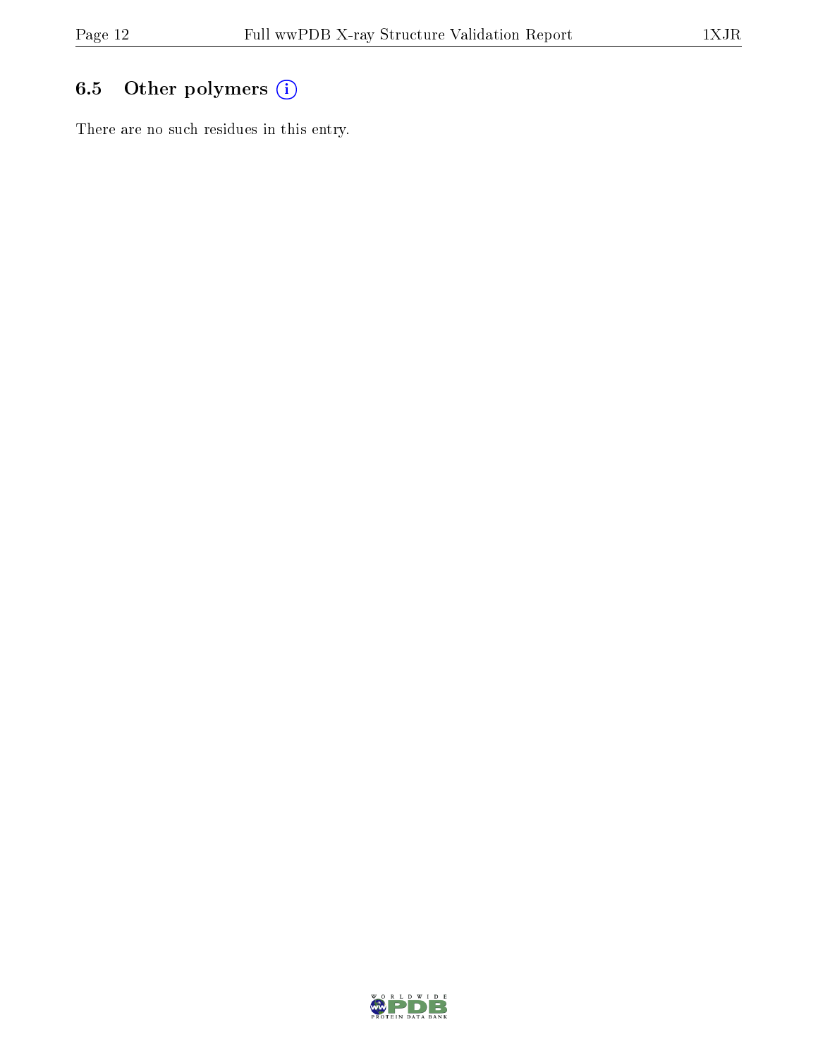### 6.5 Other polymers (i)

There are no such residues in this entry.